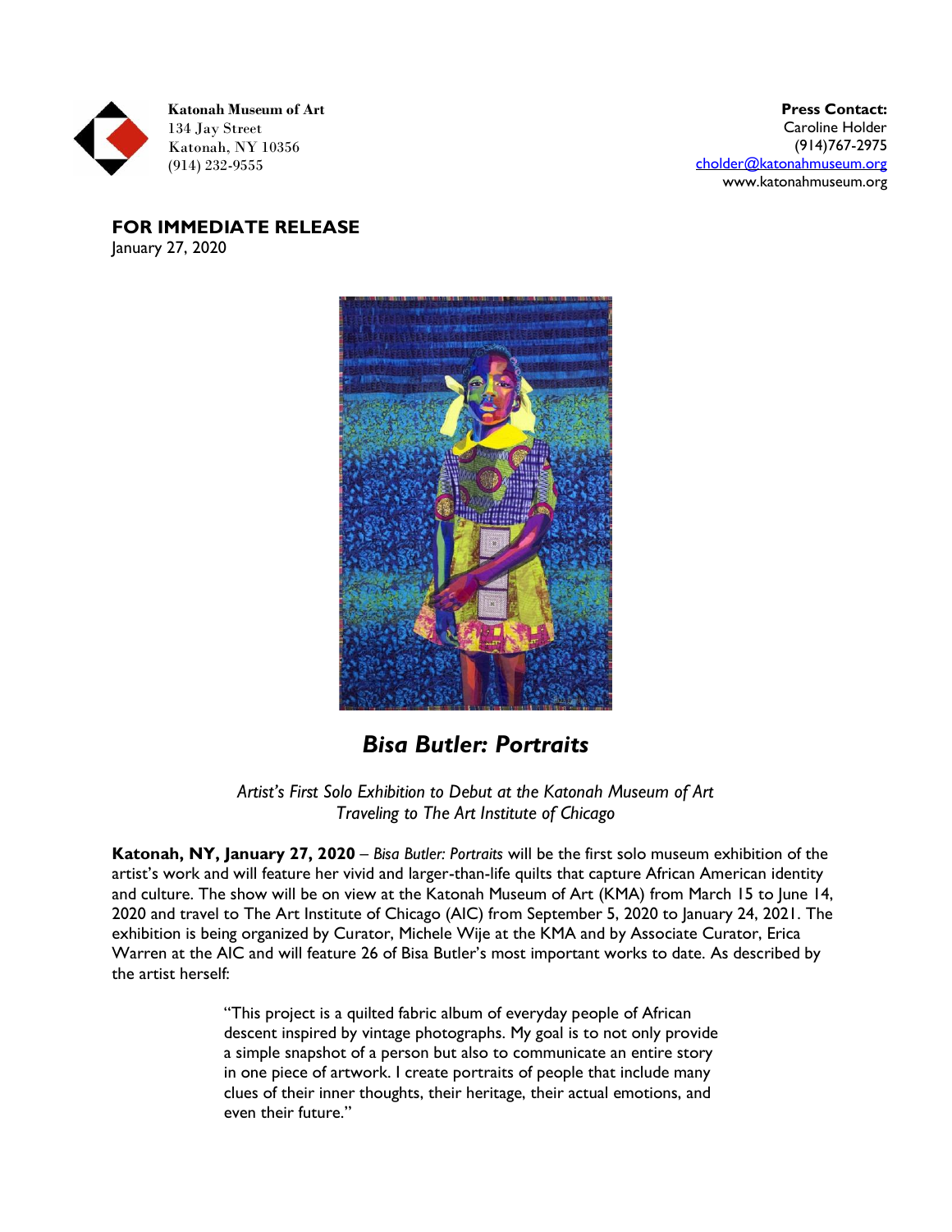**Katonah Museum of Art**
134 Jay Street
Katonah, NY 10356
(914) 232-9555

**Press Contact:**
Caroline Holder
(914)767-2975
cholder@katonahmuseum.org
www.katonahmuseum.org

**FOR IMMEDIATE RELEASE**
January 27, 2020

# *Bisa Butler: Portraits*

*Artist's First Solo Exhibition to Debut at the Katonah Museum of Art*
*Traveling to The Art Institute of Chicago*

**Katonah, NY, January 27, 2020** – *Bisa Butler: Portraits* will be the first solo museum exhibition of the artist's work and will feature her vivid and larger-than-life quilts that capture African American identity and culture. The show will be on view at the Katonah Museum of Art (KMA) from March 15 to June 14, 2020 and travel to The Art Institute of Chicago (AIC) from September 5, 2020 to January 24, 2021. The exhibition is being organized by Curator, Michele Wije at the KMA and by Associate Curator, Erica Warren at the AIC and will feature 26 of Bisa Butler's most important works to date. As described by the artist herself:

> "This project is a quilted fabric album of everyday people of African descent inspired by vintage photographs. My goal is to not only provide a simple snapshot of a person but also to communicate an entire story in one piece of artwork. I create portraits of people that include many clues of their inner thoughts, their heritage, their actual emotions, and even their future."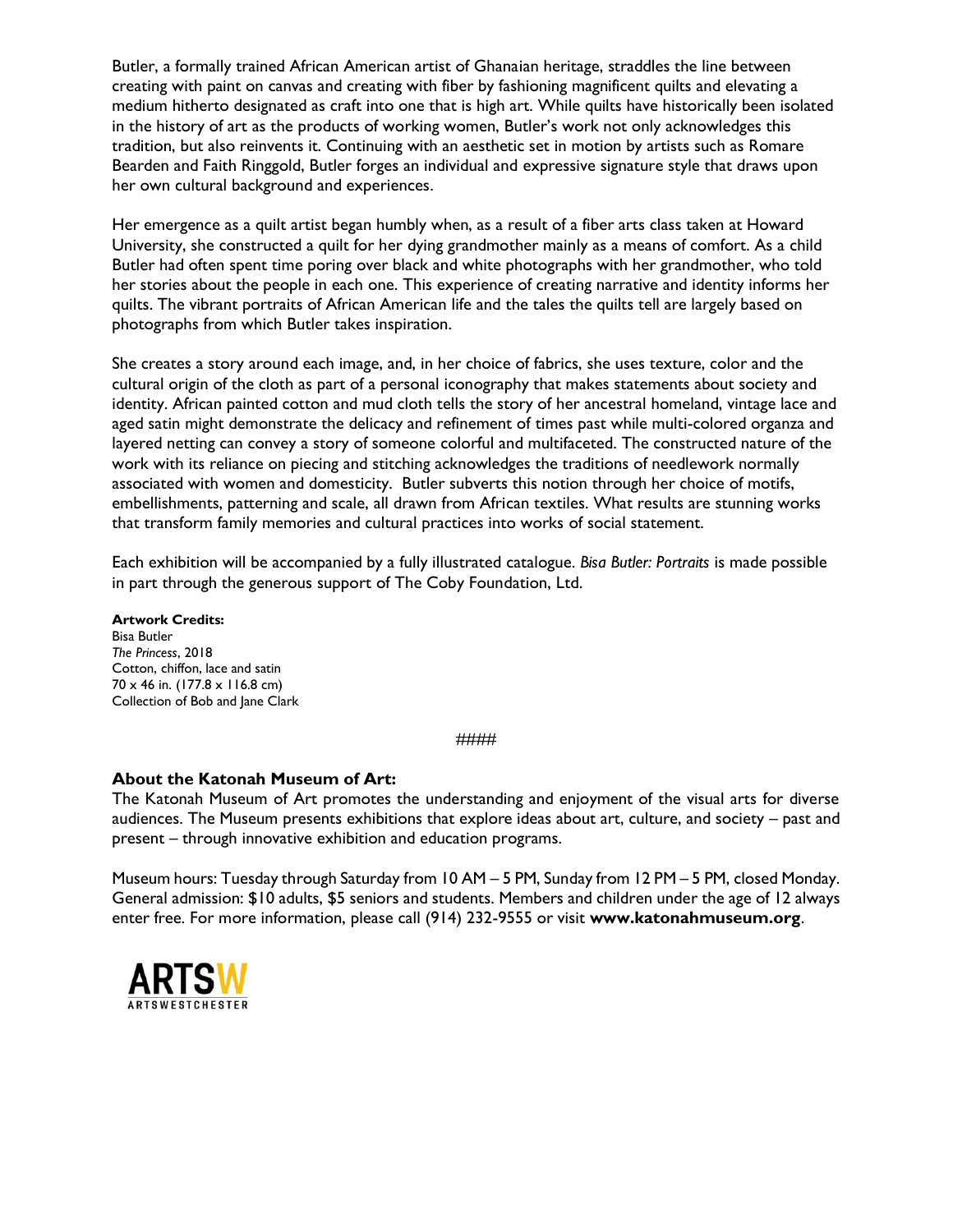Butler, a formally trained African American artist of Ghanaian heritage, straddles the line between creating with paint on canvas and creating with fiber by fashioning magnificent quilts and elevating a medium hitherto designated as craft into one that is high art. While quilts have historically been isolated in the history of art as the products of working women, Butler's work not only acknowledges this tradition, but also reinvents it. Continuing with an aesthetic set in motion by artists such as Romare Bearden and Faith Ringgold, Butler forges an individual and expressive signature style that draws upon her own cultural background and experiences.

Her emergence as a quilt artist began humbly when, as a result of a fiber arts class taken at Howard University, she constructed a quilt for her dying grandmother mainly as a means of comfort. As a child Butler had often spent time poring over black and white photographs with her grandmother, who told her stories about the people in each one. This experience of creating narrative and identity informs her quilts. The vibrant portraits of African American life and the tales the quilts tell are largely based on photographs from which Butler takes inspiration.

She creates a story around each image, and, in her choice of fabrics, she uses texture, color and the cultural origin of the cloth as part of a personal iconography that makes statements about society and identity. African painted cotton and mud cloth tells the story of her ancestral homeland, vintage lace and aged satin might demonstrate the delicacy and refinement of times past while multi-colored organza and layered netting can convey a story of someone colorful and multifaceted. The constructed nature of the work with its reliance on piecing and stitching acknowledges the traditions of needlework normally associated with women and domesticity. Butler subverts this notion through her choice of motifs, embellishments, patterning and scale, all drawn from African textiles. What results are stunning works that transform family memories and cultural practices into works of social statement.

Each exhibition will be accompanied by a fully illustrated catalogue. *Bisa Butler: Portraits* is made possible in part through the generous support of The Coby Foundation, Ltd.

**Artwork Credits:**
Bisa Butler
*The Princess*, 2018
Cotton, chiffon, lace and satin
70 x 46 in. (177.8 x 116.8 cm)
Collection of Bob and Jane Clark

####

**About the Katonah Museum of Art:**
The Katonah Museum of Art promotes the understanding and enjoyment of the visual arts for diverse audiences. The Museum presents exhibitions that explore ideas about art, culture, and society – past and present – through innovative exhibition and education programs.

Museum hours: Tuesday through Saturday from 10 AM – 5 PM, Sunday from 12 PM – 5 PM, closed Monday. General admission: $10 adults, $5 seniors and students. Members and children under the age of 12 always enter free. For more information, please call (914) 232-9555 or visit **www.katonahmuseum.org**.

ARTSW
ARTSWESTCHESTER